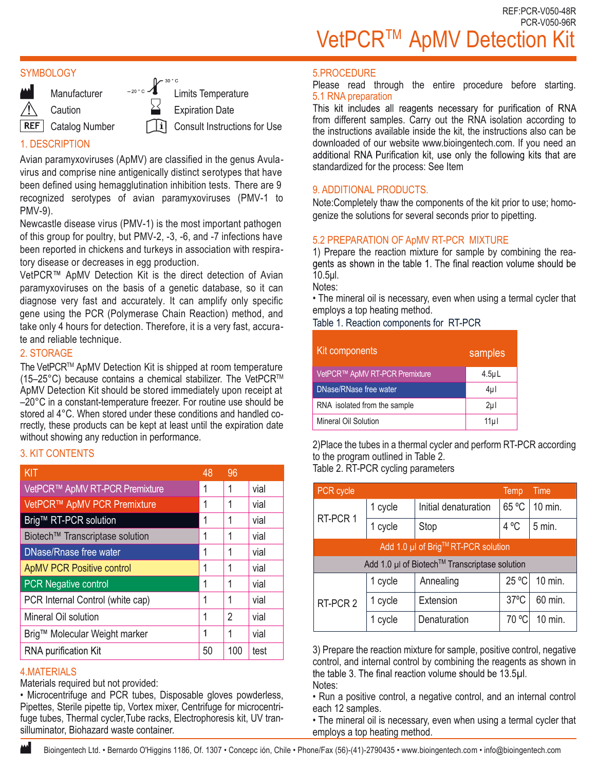REF:PCR-V050-48R
PCR-V050-96R

# VetPCR™ ApMV Detection Kit

## SYMBOLOGY

Manufacturer — Limits Temperature (–20 °C – 30 °C)
Caution — Expiration Date
REF Catalog Number — Consult Instructions for Use

## 1. DESCRIPTION

Avian paramyxoviruses (ApMV) are classified in the genus Avulavirus and comprise nine antigenically distinct serotypes that have been defined using hemagglutination inhibition tests. There are 9 recognized serotypes of avian paramyxoviruses (PMV-1 to PMV-9).

Newcastle disease virus (PMV-1) is the most important pathogen of this group for poultry, but PMV-2, -3, -6, and -7 infections have been reported in chickens and turkeys in association with respiratory disease or decreases in egg production.

VetPCR™ ApMV Detection Kit is the direct detection of Avian paramyxoviruses on the basis of a genetic database, so it can diagnose very fast and accurately. It can amplify only specific gene using the PCR (Polymerase Chain Reaction) method, and take only 4 hours for detection. Therefore, it is a very fast, accurate and reliable technique.

## 2. STORAGE

The VetPCR™ ApMV Detection Kit is shipped at room temperature (15–25°C) because contains a chemical stabilizer. The VetPCR™ ApMV Detection Kit should be stored immediately upon receipt at –20°C in a constant-temperature freezer. For routine use should be stored al 4°C. When stored under these conditions and handled correctly, these products can be kept at least until the expiration date without showing any reduction in performance.

## 3. KIT CONTENTS

| KIT | 48 | 96 | |
|---|---|---|---|
| VetPCR™ ApMV RT-PCR Premixture | 1 | 1 | vial |
| VetPCR™ ApMV PCR Premixture | 1 | 1 | vial |
| Brig™ RT-PCR solution | 1 | 1 | vial |
| Biotech™ Transcriptase solution | 1 | 1 | vial |
| DNase/Rnase free water | 1 | 1 | vial |
| ApMV PCR Positive control | 1 | 1 | vial |
| PCR Negative control | 1 | 1 | vial |
| PCR Internal Control (white cap) | 1 | 1 | vial |
| Mineral Oil solution | 1 | 2 | vial |
| Brig™ Molecular Weight marker | 1 | 1 | vial |
| RNA purification Kit | 50 | 100 | test |

## 4.MATERIALS

Materials required but not provided:

- Microcentrifuge and PCR tubes, Disposable gloves powderless, Pipettes, Sterile pipette tip, Vortex mixer, Centrifuge for microcentrifuge tubes, Thermal cycler,Tube racks, Electrophoresis kit, UV transilluminator, Biohazard waste container.

## 5.PROCEDURE

Please read through the entire procedure before starting.

### 5.1 RNA preparation

This kit includes all reagents necessary for purification of RNA from different samples. Carry out the RNA isolation according to the instructions available inside the kit, the instructions also can be downloaded of our website www.bioingentech.com. If you need an additional RNA Purification kit, use only the following kits that are standardized for the process: See Item

## 9. ADDITIONAL PRODUCTS.

Note:Completely thaw the components of the kit prior to use; homogenize the solutions for several seconds prior to pipetting.

### 5.2 PREPARATION OF ApMV RT-PCR MIXTURE

1) Prepare the reaction mixture for sample by combining the reagents as shown in the table 1. The final reaction volume should be 10.5µl.

Notes:

- The mineral oil is necessary, even when using a termal cycler that employs a top heating method.

Table 1. Reaction components for RT-PCR

| Kit components | samples |
|---|---|
| VetPCR™ ApMV RT-PCR Premixture | 4.5µL |
| DNase/RNase free water | 4µl |
| RNA isolated from the sample | 2µl |
| Mineral Oil Solution | 11µl |

2)Place the tubes in a thermal cycler and perform RT-PCR according to the program outlined in Table 2.

Table 2. RT-PCR cycling parameters

| PCR cycle | | | Temp | Time |
|---|---|---|---|---|
| RT-PCR 1 | 1 cycle | Initial denaturation | 65 ºC | 10 min. |
| | 1 cycle | Stop | 4 ºC | 5 min. |
| Add 1.0 µl of Brig™ RT-PCR solution | | | | |
| Add 1.0 µl of Biotech™ Transcriptase solution | | | | |
| RT-PCR 2 | 1 cycle | Annealing | 25 ºC | 10 min. |
| | 1 cycle | Extension | 37ºC | 60 min. |
| | 1 cycle | Denaturation | 70 ºC | 10 min. |

3) Prepare the reaction mixture for sample, positive control, negative control, and internal control by combining the reagents as shown in the table 3. The final reaction volume should be 13.5µl.

Notes:

- Run a positive control, a negative control, and an internal control each 12 samples.
- The mineral oil is necessary, even when using a termal cycler that employs a top heating method.

Bioingentech Ltd. • Bernardo O'Higgins 1186, Of. 1307 • Concepc ión, Chile • Phone/Fax (56)-(41)-2790435 • www.bioingentech.com • info@bioingentech.com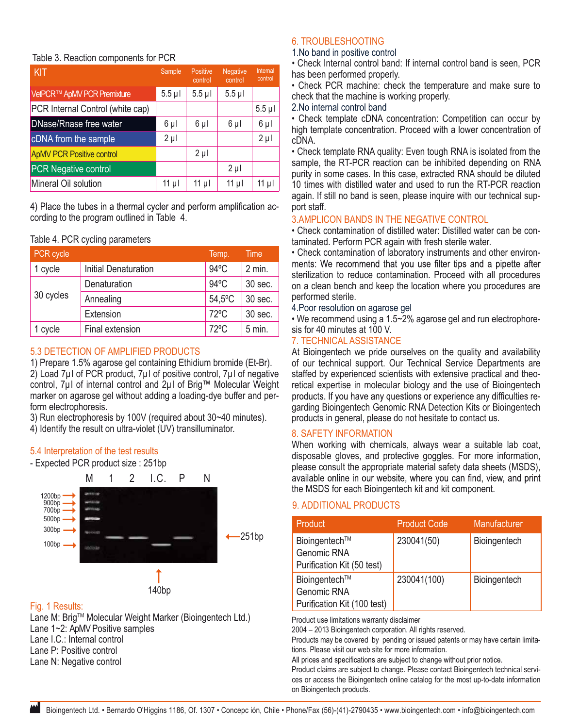Table 3. Reaction components for PCR

| KIT | Sample | Positive control | Negative control | Internal control |
|---|---|---|---|---|
| VetPCR™ ApMV PCR Premixture | 5.5 µl | 5.5 µl | 5.5 µl | |
| PCR Internal Control (white cap) | | | | 5.5 µl |
| DNase/Rnase free water | 6 µl | 6 µl | 6 µl | 6 µl |
| cDNA from the sample | 2 µl | | | 2 µl |
| ApMV PCR Positive control | | 2 µl | | |
| PCR Negative control | | | 2 µl | |
| Mineral Oil solution | 11 µl | 11 µl | 11 µl | 11 µl |

4) Place the tubes in a thermal cycler and perform amplification according to the program outlined in Table 4.

Table 4. PCR cycling parameters

| PCR cycle | | Temp. | Time |
|---|---|---|---|
| 1 cycle | Initial Denaturation | 94ºC | 2 min. |
| 30 cycles | Denaturation | 94ºC | 30 sec. |
| | Annealing | 54,5ºC | 30 sec. |
| | Extension | 72ºC | 30 sec. |
| 1 cycle | Final extension | 72ºC | 5 min. |

## 5.3 DETECTION OF AMPLIFIED PRODUCTS

1) Prepare 1.5% agarose gel containing Ethidium bromide (Et-Br).
2) Load 7µl of PCR product, 7µl of positive control, 7µl of negative control, 7µl of internal control and 2µl of Brig™ Molecular Weight marker on agarose gel without adding a loading-dye buffer and perform electrophoresis.
3) Run electrophoresis by 100V (required about 30~40 minutes).
4) Identify the result on ultra-violet (UV) transillumінator.

## 5.4 Interpretation of the test results

- Expected PCR product size : 251bp

M 1 2 I.C. P N

1200bp
900bp
700bp
500bp
300bp
100bp

251bp

140bp

Fig. 1 Results:
Lane M: Brig™ Molecular Weight Marker (Bioingentech Ltd.)
Lane 1~2: ApMV Positive samples
Lane I.C.: Internal control
Lane P: Positive control
Lane N: Negative control

## 6. TROUBLESHOOTING

### 1.No band in positive control

• Check Internal control band: If internal control band is seen, PCR has been performed properly.
• Check PCR machine: check the temperature and make sure to check that the machine is working properly.

### 2.No internal control band

• Check template cDNA concentration: Competition can occur by high template concentration. Proceed with a lower concentration of cDNA.
• Check template RNA quality: Even tough RNA is isolated from the sample, the RT-PCR reaction can be inhibited depending on RNA purity in some cases. In this case, extracted RNA should be diluted 10 times with distilled water and used to run the RT-PCR reaction again. If still no band is seen, please inquire with our technical support staff.

### 3.AMPLICON BANDS IN THE NEGATIVE CONTROL

• Check contamination of distilled water: Distilled water can be contaminated. Perform PCR again with fresh sterile water.
• Check contamination of laboratory instruments and other environments: We recommend that you use filter tips and a pipette after sterilization to reduce contamination. Proceed with all procedures on a clean bench and keep the location where you procedures are performed sterile.

### 4.Poor resolution on agarose gel

• We recommend using a 1.5~2% agarose gel and run electrophoresis for 40 minutes at 100 V.

## 7. TECHNICAL ASSISTANCE

At Bioingentech we pride ourselves on the quality and availability of our technical support. Our Technical Service Departments are staffed by experienced scientists with extensive practical and theoretical expertise in molecular biology and the use of Bioingentech products. If you have any questions or experience any difficulties regarding Bioingentech Genomic RNA Detection Kits or Bioingentech products in general, please do not hesitate to contact us.

## 8. SAFETY INFORMATION

When working with chemicals, always wear a suitable lab coat, disposable gloves, and protective goggles. For more information, please consult the appropriate material safety data sheets (MSDS), available online in our website, where you can find, view, and print the MSDS for each Bioingentech kit and kit component.

## 9. ADDITIONAL PRODUCTS

| Product | Product Code | Manufacturer |
|---|---|---|
| Bioingentech™ Genomic RNA Purification Kit (50 test) | 230041(50) | Bioingentech |
| Bioingentech™ Genomic RNA Purification Kit (100 test) | 230041(100) | Bioingentech |

Product use limitations warranty disclaimer
2004 – 2013 Bioingentech corporation. All rights reserved.
Products may be covered by pending or issued patents or may have certain limitations. Please visit our web site for more information.
All prices and specifications are subject to change without prior notice.
Product claims are subject to change. Please contact Bioingentech technical services or access the Bioingentech online catalog for the most up-to-date information on Bioingentech products.

Bioingentech Ltd. • Bernardo O'Higgins 1186, Of. 1307 • Concepc ión, Chile • Phone/Fax (56)-(41)-2790435 • www.bioingentech.com • info@bioingentech.com